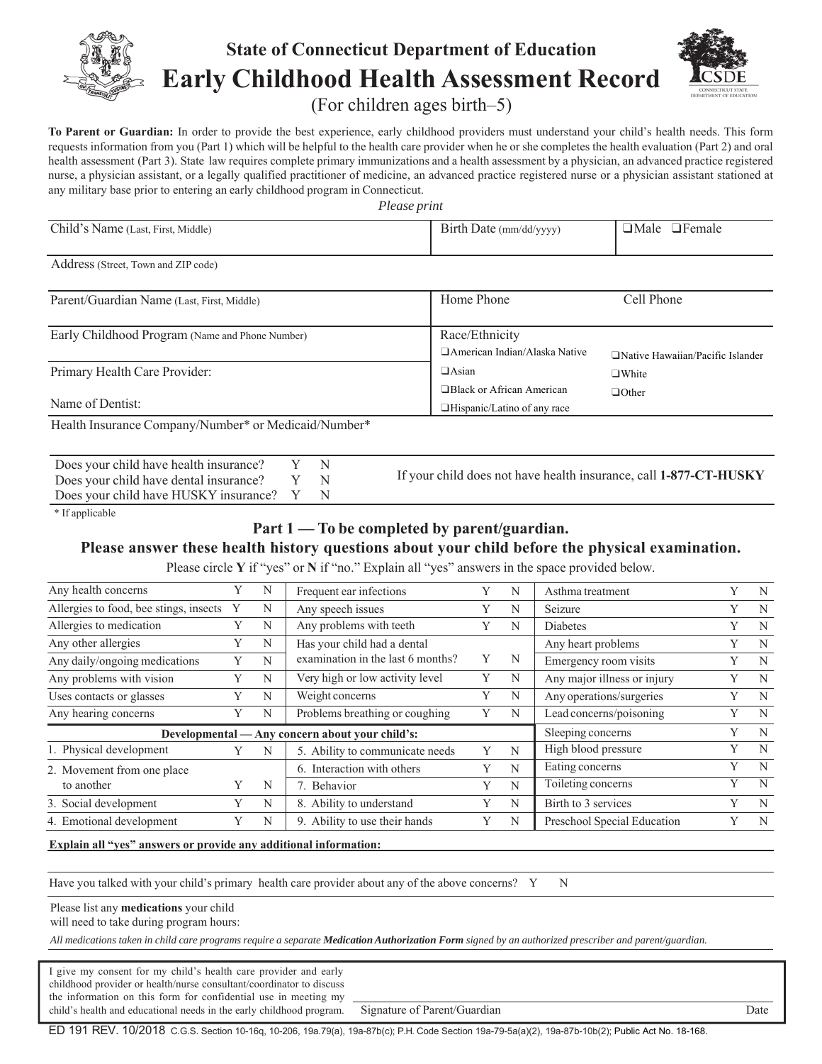# State of Connecticut Department of Education

# Early Childhood Health Assessment Record

(For children ages birth–5)

**To Parent or Guardian:** In order to provide the best experience, early childhood providers must understand your child's health needs. This form requests information from you (Part 1) which will be helpful to the health care provider when he or she completes the health evaluation (Part 2) and oral health assessment (Part 3). State law requires complete primary immunizations and a health assessment by a physician, an advanced practice registered nurse, a physician assistant, or a legally qualified practitioner of medicine, an advanced practice registered nurse or a physician assistant stationed at any military base prior to entering an early childhood program in Connecticut.

*Please print*

| Child's Name (Last, First, Middle) | Birth Date (mm/dd/yyyy) | ❑Male ❑Female |
|---|---|---|
| Address (Street, Town and ZIP code) | | |
| Parent/Guardian Name (Last, First, Middle) | Home Phone | Cell Phone |
| Early Childhood Program (Name and Phone Number) | Race/Ethnicity ❑American Indian/Alaska Native ❑Asian ❑Black or African American ❑Hispanic/Latino of any race | ❑Native Hawaiian/Pacific Islander ❑White ❑Other |
| Primary Health Care Provider: | | |
| Name of Dentist: | | |
| Health Insurance Company/Number* or Medicaid/Number* | | |

Does your child have health insurance? Y N
Does your child have dental insurance? Y N
Does your child have HUSKY insurance? Y N

If your child does not have health insurance, call **1-877-CT-HUSKY**

\* If applicable

## Part 1 — To be completed by parent/guardian.

### Please answer these health history questions about your child before the physical examination.

Please circle **Y** if "yes" or **N** if "no." Explain all "yes" answers in the space provided below.

| | | | | | | | | |
|---|---|---|---|---|---|---|---|---|
| Any health concerns | Y | N | Frequent ear infections | Y | N | Asthma treatment | Y | N |
| Allergies to food, bee stings, insects | Y | N | Any speech issues | Y | N | Seizure | Y | N |
| Allergies to medication | Y | N | Any problems with teeth | Y | N | Diabetes | Y | N |
| Any other allergies | Y | N | Has your child had a dental examination in the last 6 months? | Y | N | Any heart problems | Y | N |
| Any daily/ongoing medications | Y | N | | | | Emergency room visits | Y | N |
| Any problems with vision | Y | N | Very high or low activity level | Y | N | Any major illness or injury | Y | N |
| Uses contacts or glasses | Y | N | Weight concerns | Y | N | Any operations/surgeries | Y | N |
| Any hearing concerns | Y | N | Problems breathing or coughing | Y | N | Lead concerns/poisoning | Y | N |
| **Developmental — Any concern about your child's:** | | | | | | Sleeping concerns | Y | N |
| 1. Physical development | Y | N | 5. Ability to communicate needs | Y | N | High blood pressure | Y | N |
| 2. Movement from one place to another | Y | N | 6. Interaction with others | Y | N | Eating concerns | Y | N |
| | | | 7. Behavior | Y | N | Toileting concerns | Y | N |
| 3. Social development | Y | N | 8. Ability to understand | Y | N | Birth to 3 services | Y | N |
| 4. Emotional development | Y | N | 9. Ability to use their hands | Y | N | Preschool Special Education | Y | N |

**Explain all "yes" answers or provide any additional information:**

Have you talked with your child's primary health care provider about any of the above concerns? Y N

Please list any **medications** your child will need to take during program hours:

*All medications taken in child care programs require a separate **Medication Authorization Form** signed by an authorized prescriber and parent/guardian.*

I give my consent for my child's health care provider and early childhood provider or health/nurse consultant/coordinator to discuss the information on this form for confidential use in meeting my child's health and educational needs in the early childhood program.

Signature of Parent/Guardian Date

ED 191 REV. 10/2018 C.G.S. Section 10-16q, 10-206, 19a.79(a), 19a-87b(c); P.H. Code Section 19a-79-5a(a)(2), 19a-87b-10b(2); Public Act No. 18-168.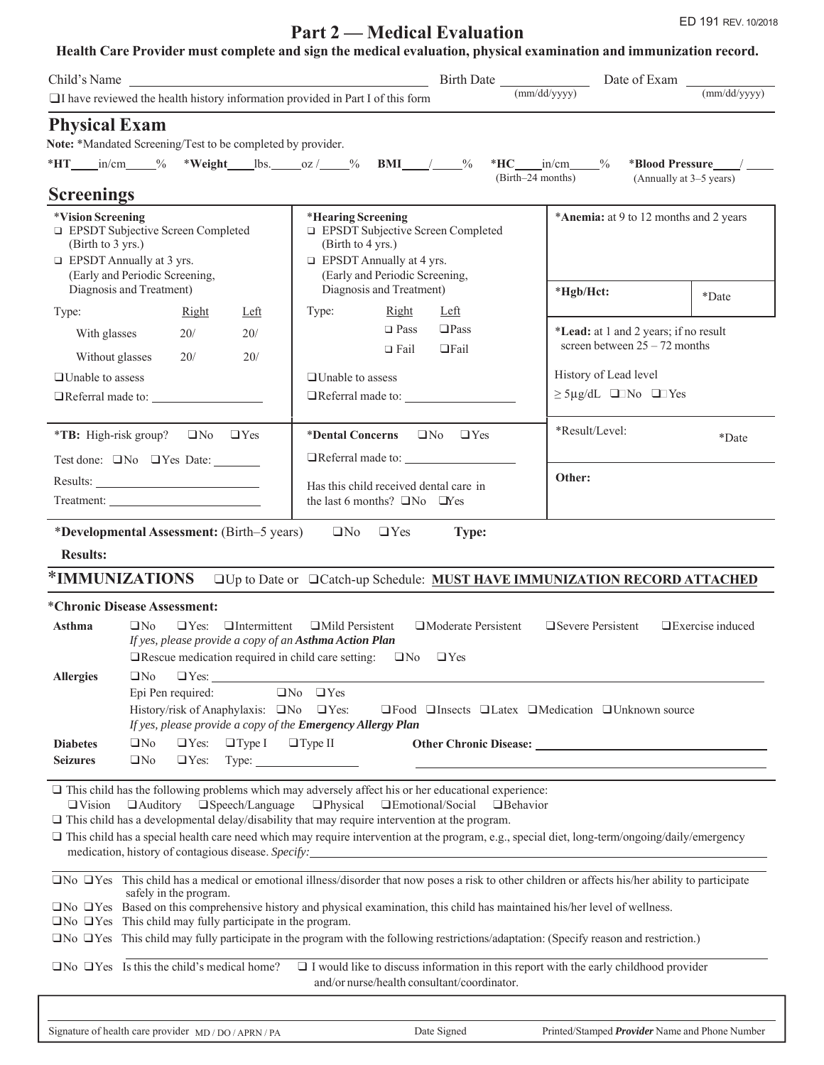ED 191 REV. 10/2018

# Part 2 — Medical Evaluation

**Health Care Provider must complete and sign the medical evaluation, physical examination and immunization record.**

Child's Name ______________________ Birth Date __________ (mm/dd/yyyy) Date of Exam __________ (mm/dd/yyyy)

❑ I have reviewed the health history information provided in Part I of this form

## Physical Exam

**Note:** *Mandated Screening/Test to be completed by provider.

***HT**____in/cm_____% ***Weight**____lbs._____oz /_____% **BMI**____/_____% ***HC**____in/cm_____% (Birth–24 months) ***Blood Pressure**____/ ____ (Annually at 3–5 years)

## Screenings

| *Vision Screening | *Hearing Screening | *Anemia: at 9 to 12 months and 2 years |
|---|---|---|
| ❑ EPSDT Subjective Screen Completed (Birth to 3 yrs.)<br>❑ EPSDT Annually at 3 yrs. (Early and Periodic Screening, Diagnosis and Treatment) | ❑ EPSDT Subjective Screen Completed (Birth to 4 yrs.)<br>❑ EPSDT Annually at 4 yrs. (Early and Periodic Screening, Diagnosis and Treatment) | *Hgb/Hct: ________ *Date |
| Type: Right / Left<br>With glasses 20/ 20/<br>Without glasses 20/ 20/ | Type: Right / Left<br>❑ Pass ❑ Pass<br>❑ Fail ❑ Fail | *Lead: at 1 and 2 years; if no result screen between 25 – 72 months<br>History of Lead level ≥ 5μg/dL ❑ No ❑ Yes |
| ❑ Unable to assess<br>❑ Referral made to: ________ | ❑ Unable to assess<br>❑ Referral made to: ________ | |
| *TB: High-risk group? ❑ No ❑ Yes<br>Test done: ❑ No ❑ Yes Date: ________<br>Results: ________<br>Treatment: ________ | *Dental Concerns ❑ No ❑ Yes<br>❑ Referral made to: ________<br>Has this child received dental care in the last 6 months? ❑ No ❑ Yes | *Result/Level: ________ *Date<br>Other: |

***Developmental Assessment:** (Birth–5 years) ❑ No ❑ Yes **Type:**

**Results:**

## *IMMUNIZATIONS ❑ Up to Date or ❑ Catch-up Schedule: MUST HAVE IMMUNIZATION RECORD ATTACHED

***Chronic Disease Assessment:**

**Asthma** ❑ No ❑ Yes: ❑ Intermittent ❑ Mild Persistent ❑ Moderate Persistent ❑ Severe Persistent ❑ Exercise induced
*If yes, please provide a copy of an **Asthma Action Plan***
❑ Rescue medication required in child care setting: ❑ No ❑ Yes

**Allergies** ❑ No ❑ Yes: ________________________
Epi Pen required: ❑ No ❑ Yes
History/risk of Anaphylaxis: ❑ No ❑ Yes: ❑ Food ❑ Insects ❑ Latex ❑ Medication ❑ Unknown source
*If yes, please provide a copy of the **Emergency Allergy Plan***

**Diabetes** ❑ No ❑ Yes: ❑ Type I ❑ Type II **Other Chronic Disease:** ________________________

**Seizures** ❑ No ❑ Yes: Type: ________________

❑ This child has the following problems which may adversely affect his or her educational experience:
❑ Vision ❑ Auditory ❑ Speech/Language ❑ Physical ❑ Emotional/Social ❑ Behavior

❑ This child has a developmental delay/disability that may require intervention at the program.

❑ This child has a special health care need which may require intervention at the program, e.g., special diet, long-term/ongoing/daily/emergency medication, history of contagious disease. *Specify:* ________________________

❑ No ❑ Yes This child has a medical or emotional illness/disorder that now poses a risk to other children or affects his/her ability to participate safely in the program.

❑ No ❑ Yes Based on this comprehensive history and physical examination, this child has maintained his/her level of wellness.

❑ No ❑ Yes This child may fully participate in the program.

❑ No ❑ Yes This child may fully participate in the program with the following restrictions/adaptation: (Specify reason and restriction.)

❑ No ❑ Yes Is this the child's medical home? ❑ I would like to discuss information in this report with the early childhood provider and/or nurse/health consultant/coordinator.

| Signature of health care provider MD / DO / APRN / PA | Date Signed | Printed/Stamped *Provider* Name and Phone Number |
|---|---|---|
| | | |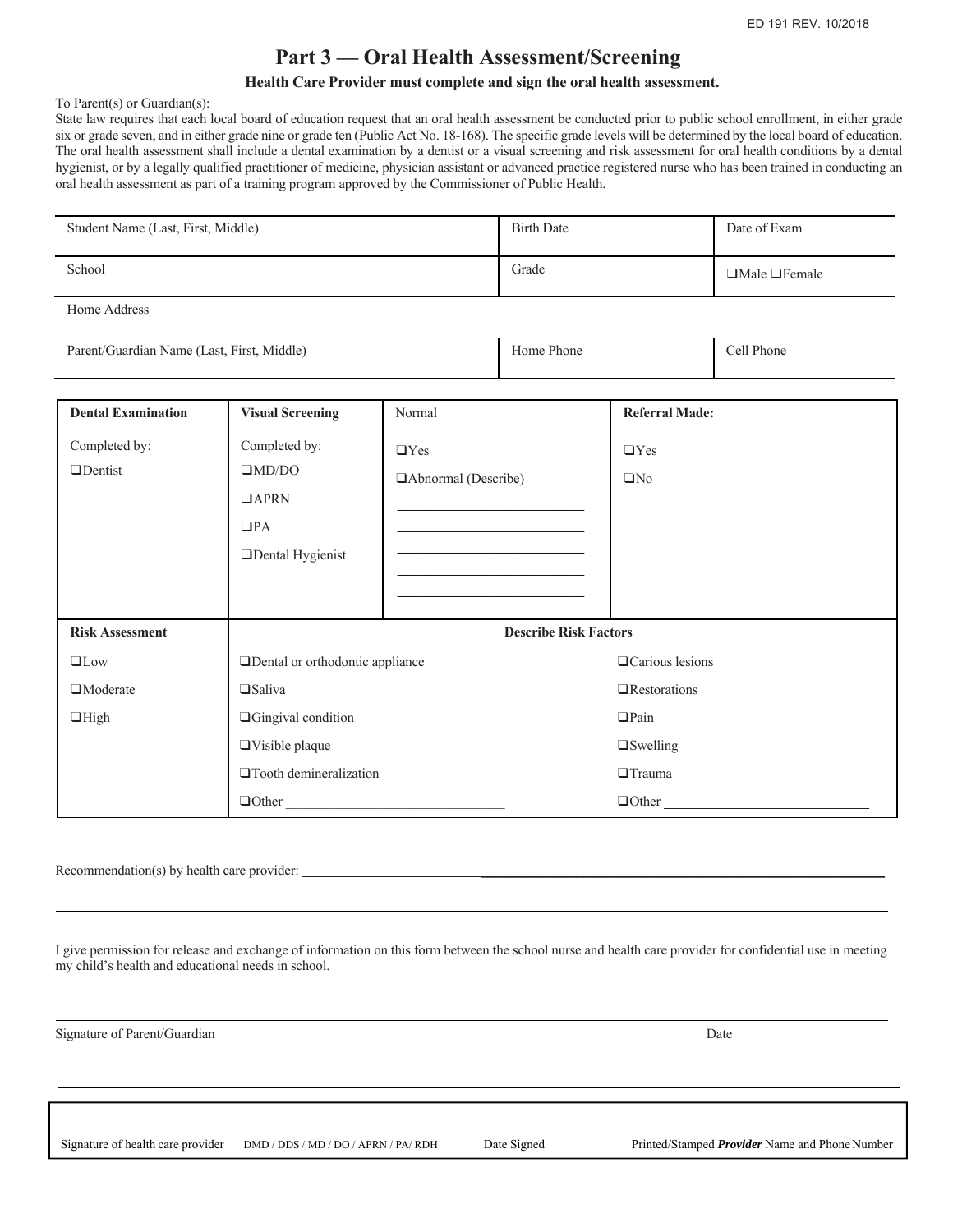ED 191 REV. 10/2018

# Part 3 — Oral Health Assessment/Screening

**Health Care Provider must complete and sign the oral health assessment.**

To Parent(s) or Guardian(s):
State law requires that each local board of education request that an oral health assessment be conducted prior to public school enrollment, in either grade six or grade seven, and in either grade nine or grade ten (Public Act No. 18-168). The specific grade levels will be determined by the local board of education. The oral health assessment shall include a dental examination by a dentist or a visual screening and risk assessment for oral health conditions by a dental hygienist, or by a legally qualified practitioner of medicine, physician assistant or advanced practice registered nurse who has been trained in conducting an oral health assessment as part of a training program approved by the Commissioner of Public Health.

| Student Name (Last, First, Middle) | Birth Date | Date of Exam |
|---|---|---|
| School | Grade | ❑Male ❑Female |
| Home Address | | |
| Parent/Guardian Name (Last, First, Middle) | Home Phone | Cell Phone |

| **Dental Examination** | **Visual Screening** | Normal | **Referral Made:** |
|---|---|---|---|
| Completed by:<br>❑Dentist | Completed by:<br>❑MD/DO<br>❑APRN<br>❑PA<br>❑Dental Hygienist | ❑Yes<br>❑Abnormal (Describe)<br>\_\_\_\_\_\_\_\_\_\_\_\_\_\_\_\_<br>\_\_\_\_\_\_\_\_\_\_\_\_\_\_\_\_<br>\_\_\_\_\_\_\_\_\_\_\_\_\_\_\_\_<br>\_\_\_\_\_\_\_\_\_\_\_\_\_\_\_\_ | ❑Yes<br>❑No |

| **Risk Assessment** | **Describe Risk Factors** | |
|---|---|---|
| ❑Low | ❑Dental or orthodontic appliance | ❑Carious lesions |
| ❑Moderate | ❑Saliva | ❑Restorations |
| ❑High | ❑Gingival condition | ❑Pain |
| | ❑Visible plaque | ❑Swelling |
| | ❑Tooth demineralization | ❑Trauma |
| | ❑Other \_\_\_\_\_\_\_\_\_\_\_\_\_\_\_\_ | ❑Other \_\_\_\_\_\_\_\_\_\_\_\_\_\_\_\_ |

Recommendation(s) by health care provider: \_\_\_\_\_\_\_\_\_\_\_\_\_\_\_\_\_\_\_\_\_\_\_\_\_\_\_\_\_\_\_\_\_\_\_\_\_\_\_\_

\_\_\_\_\_\_\_\_\_\_\_\_\_\_\_\_\_\_\_\_\_\_\_\_\_\_\_\_\_\_\_\_\_\_\_\_\_\_\_\_\_\_\_\_\_\_\_\_\_\_\_\_\_\_\_\_\_\_\_\_\_\_\_\_\_\_\_\_\_\_\_\_\_\_\_\_\_\_

I give permission for release and exchange of information on this form between the school nurse and health care provider for confidential use in meeting my child's health and educational needs in school.

\_\_\_\_\_\_\_\_\_\_\_\_\_\_\_\_\_\_\_\_\_\_\_\_\_\_\_\_\_\_\_\_\_\_\_\_\_\_\_\_\_\_\_\_\_\_\_\_\_\_\_\_\_\_\_\_\_\_\_\_\_\_\_\_\_\_\_\_\_\_\_\_\_\_\_\_\_\_

Signature of Parent/Guardian | Date

\_\_\_\_\_\_\_\_\_\_\_\_\_\_\_\_\_\_\_\_\_\_\_\_\_\_\_\_\_\_\_\_\_\_\_\_\_\_\_\_\_\_\_\_\_\_\_\_\_\_\_\_\_\_\_\_\_\_\_\_\_\_\_\_\_\_\_\_\_\_\_\_\_\_\_\_\_\_

| Signature of health care provider | DMD / DDS / MD / DO / APRN / PA/ RDH | Date Signed | Printed/Stamped ***Provider*** Name and Phone Number |
|---|---|---|---|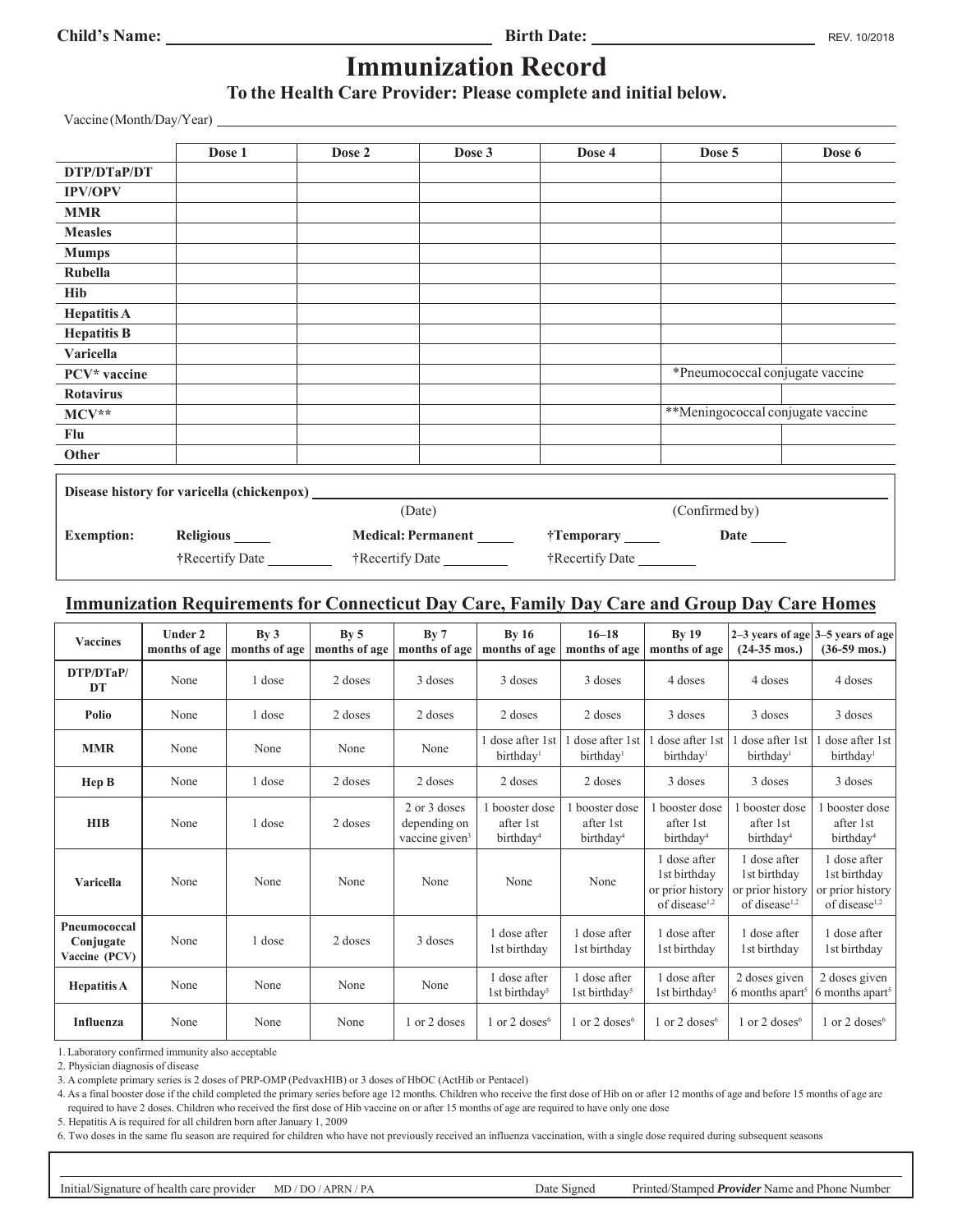**Child's Name:** ______________________________ **Birth Date:** ____________________ REV. 10/2018

# Immunization Record

### To the Health Care Provider: Please complete and initial below.

Vaccine (Month/Day/Year) ______________________________

| | Dose 1 | Dose 2 | Dose 3 | Dose 4 | Dose 5 | Dose 6 |
|---|---|---|---|---|---|---|
| **DTP/DTaP/DT** | | | | | | |
| **IPV/OPV** | | | | | | |
| **MMR** | | | | | | |
| **Measles** | | | | | | |
| **Mumps** | | | | | | |
| **Rubella** | | | | | | |
| **Hib** | | | | | | |
| **Hepatitis A** | | | | | | |
| **Hepatitis B** | | | | | | |
| **Varicella** | | | | | | |
| **PCV* vaccine** | | | | | *Pneumococcal conjugate vaccine | |
| **Rotavirus** | | | | | | |
| **MCV**** | | | | | **Meningococcal conjugate vaccine | |
| **Flu** | | | | | | |
| **Other** | | | | | | |

**Disease history for varicella (chickenpox)** ______________________________

(Date) (Confirmed by)

**Exemption:** **Religious** _____ **Medical: Permanent** _____ **†Temporary** _____ **Date** _____

†Recertify Date _________ †Recertify Date _________ †Recertify Date _________

## Immunization Requirements for Connecticut Day Care, Family Day Care and Group Day Care Homes

| Vaccines | Under 2 months of age | By 3 months of age | By 5 months of age | By 7 months of age | By 16 months of age | 16–18 months of age | By 19 months of age | 2–3 years of age (24-35 mos.) | 3–5 years of age (36-59 mos.) |
|---|---|---|---|---|---|---|---|---|---|
| **DTP/DTaP/DT** | None | 1 dose | 2 doses | 3 doses | 3 doses | 3 doses | 4 doses | 4 doses | 4 doses |
| **Polio** | None | 1 dose | 2 doses | 2 doses | 2 doses | 2 doses | 3 doses | 3 doses | 3 doses |
| **MMR** | None | None | None | None | 1 dose after 1st birthday[1] | 1 dose after 1st birthday[1] | 1 dose after 1st birthday[1] | 1 dose after 1st birthday[1] | 1 dose after 1st birthday[1] |
| **Hep B** | None | 1 dose | 2 doses | 2 doses | 2 doses | 2 doses | 3 doses | 3 doses | 3 doses |
| **HIB** | None | 1 dose | 2 doses | 2 or 3 doses depending on vaccine given[3] | 1 booster dose after 1st birthday[4] | 1 booster dose after 1st birthday[4] | 1 booster dose after 1st birthday[4] | 1 booster dose after 1st birthday[4] | 1 booster dose after 1st birthday[4] |
| **Varicella** | None | None | None | None | None | None | 1 dose after 1st birthday or prior history of disease[1,2] | 1 dose after 1st birthday or prior history of disease[1,2] | 1 dose after 1st birthday or prior history of disease[1,2] |
| **Pneumococcal Conjugate Vaccine (PCV)** | None | 1 dose | 2 doses | 3 doses | 1 dose after 1st birthday | 1 dose after 1st birthday | 1 dose after 1st birthday | 1 dose after 1st birthday | 1 dose after 1st birthday |
| **Hepatitis A** | None | None | None | None | 1 dose after 1st birthday[5] | 1 dose after 1st birthday[5] | 1 dose after 1st birthday[5] | 2 doses given 6 months apart[5] | 2 doses given 6 months apart[5] |
| **Influenza** | None | None | None | 1 or 2 doses | 1 or 2 doses[6] | 1 or 2 doses[6] | 1 or 2 doses[6] | 1 or 2 doses[6] | 1 or 2 doses[6] |

1. Laboratory confirmed immunity also acceptable
2. Physician diagnosis of disease
3. A complete primary series is 2 doses of PRP-OMP (PedvaxHIB) or 3 doses of HbOC (ActHib or Pentacel)
4. As a final booster dose if the child completed the primary series before age 12 months. Children who receive the first dose of Hib on or after 12 months of age and before 15 months of age are required to have 2 doses. Children who received the first dose of Hib vaccine on or after 15 months of age are required to have only one dose
5. Hepatitis A is required for all children born after January 1, 2009
6. Two doses in the same flu season are required for children who have not previously received an influenza vaccination, with a single dose required during subsequent seasons

Initial/Signature of health care provider MD / DO / APRN / PA Date Signed Printed/Stamped ***Provider*** Name and Phone Number